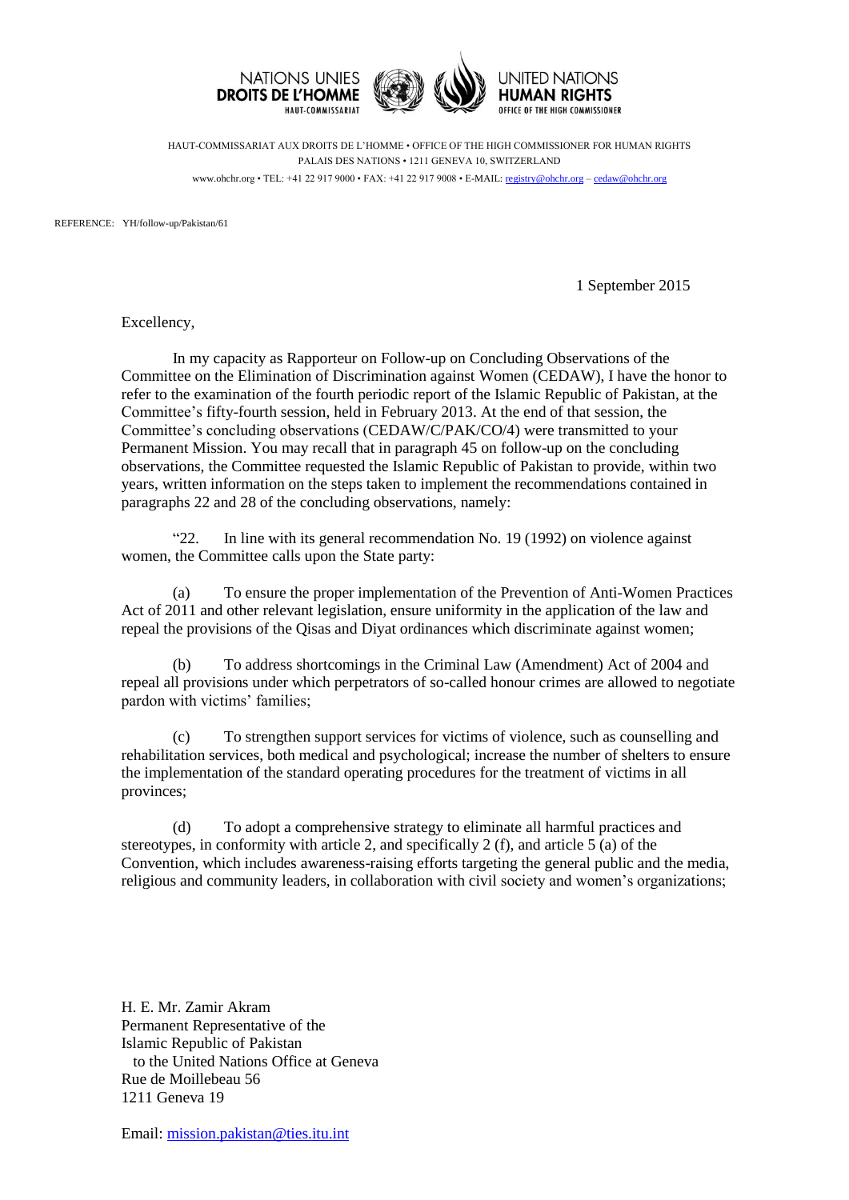NATIONS UNIES
**DROITS DE L'HOMME**
HAUT-COMMISSARIAT

UNITED NATIONS
**HUMAN RIGHTS**
OFFICE OF THE HIGH COMMISSIONER

HAUT-COMMISSARIAT AUX DROITS DE L'HOMME • OFFICE OF THE HIGH COMMISSIONER FOR HUMAN RIGHTS
PALAIS DES NATIONS • 1211 GENEVA 10, SWITZERLAND
www.ohchr.org • TEL: +41 22 917 9000 • FAX: +41 22 917 9008 • E-MAIL: registry@ohchr.org – cedaw@ohchr.org

REFERENCE: YH/follow-up/Pakistan/61

1 September 2015

Excellency,

In my capacity as Rapporteur on Follow-up on Concluding Observations of the Committee on the Elimination of Discrimination against Women (CEDAW), I have the honor to refer to the examination of the fourth periodic report of the Islamic Republic of Pakistan, at the Committee's fifty-fourth session, held in February 2013. At the end of that session, the Committee's concluding observations (CEDAW/C/PAK/CO/4) were transmitted to your Permanent Mission. You may recall that in paragraph 45 on follow-up on the concluding observations, the Committee requested the Islamic Republic of Pakistan to provide, within two years, written information on the steps taken to implement the recommendations contained in paragraphs 22 and 28 of the concluding observations, namely:

"22. In line with its general recommendation No. 19 (1992) on violence against women, the Committee calls upon the State party:

(a) To ensure the proper implementation of the Prevention of Anti-Women Practices Act of 2011 and other relevant legislation, ensure uniformity in the application of the law and repeal the provisions of the Qisas and Diyat ordinances which discriminate against women;

(b) To address shortcomings in the Criminal Law (Amendment) Act of 2004 and repeal all provisions under which perpetrators of so-called honour crimes are allowed to negotiate pardon with victims' families;

(c) To strengthen support services for victims of violence, such as counselling and rehabilitation services, both medical and psychological; increase the number of shelters to ensure the implementation of the standard operating procedures for the treatment of victims in all provinces;

(d) To adopt a comprehensive strategy to eliminate all harmful practices and stereotypes, in conformity with article 2, and specifically 2 (f), and article 5 (a) of the Convention, which includes awareness-raising efforts targeting the general public and the media, religious and community leaders, in collaboration with civil society and women's organizations;

H. E. Mr. Zamir Akram
Permanent Representative of the
Islamic Republic of Pakistan
to the United Nations Office at Geneva
Rue de Moillebeau 56
1211 Geneva 19

Email: mission.pakistan@ties.itu.int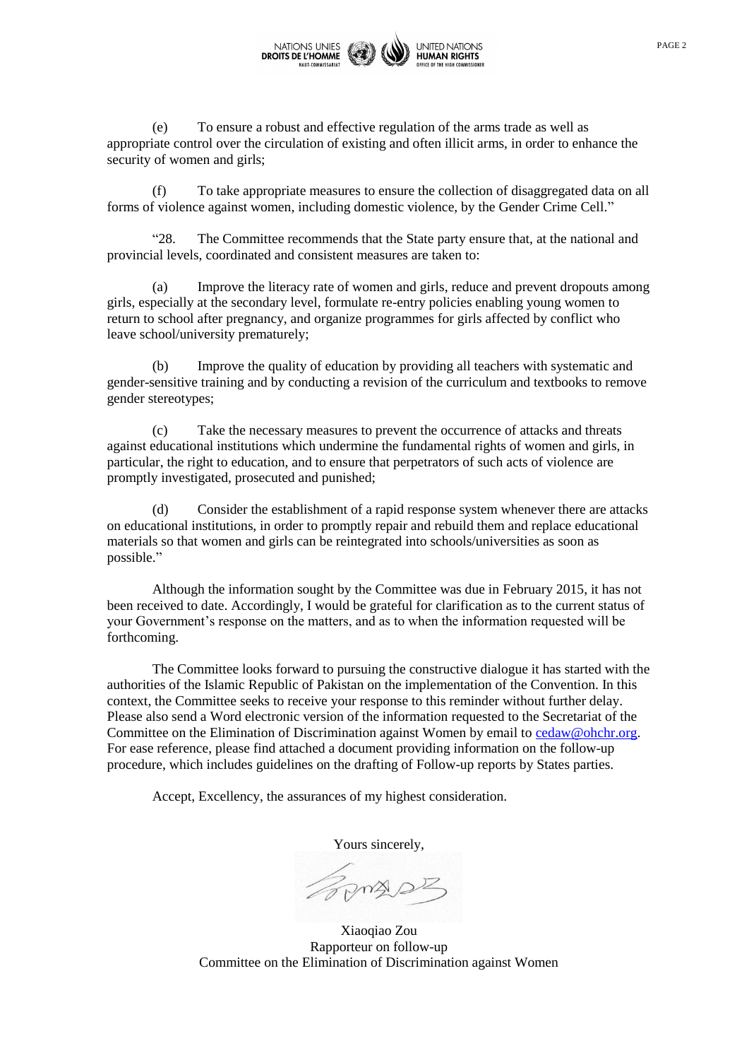(e) To ensure a robust and effective regulation of the arms trade as well as appropriate control over the circulation of existing and often illicit arms, in order to enhance the security of women and girls;

(f) To take appropriate measures to ensure the collection of disaggregated data on all forms of violence against women, including domestic violence, by the Gender Crime Cell."

"28. The Committee recommends that the State party ensure that, at the national and provincial levels, coordinated and consistent measures are taken to:

(a) Improve the literacy rate of women and girls, reduce and prevent dropouts among girls, especially at the secondary level, formulate re-entry policies enabling young women to return to school after pregnancy, and organize programmes for girls affected by conflict who leave school/university prematurely;

(b) Improve the quality of education by providing all teachers with systematic and gender-sensitive training and by conducting a revision of the curriculum and textbooks to remove gender stereotypes;

(c) Take the necessary measures to prevent the occurrence of attacks and threats against educational institutions which undermine the fundamental rights of women and girls, in particular, the right to education, and to ensure that perpetrators of such acts of violence are promptly investigated, prosecuted and punished;

(d) Consider the establishment of a rapid response system whenever there are attacks on educational institutions, in order to promptly repair and rebuild them and replace educational materials so that women and girls can be reintegrated into schools/universities as soon as possible."

Although the information sought by the Committee was due in February 2015, it has not been received to date. Accordingly, I would be grateful for clarification as to the current status of your Government's response on the matters, and as to when the information requested will be forthcoming.

The Committee looks forward to pursuing the constructive dialogue it has started with the authorities of the Islamic Republic of Pakistan on the implementation of the Convention. In this context, the Committee seeks to receive your response to this reminder without further delay. Please also send a Word electronic version of the information requested to the Secretariat of the Committee on the Elimination of Discrimination against Women by email to cedaw@ohchr.org. For ease reference, please find attached a document providing information on the follow-up procedure, which includes guidelines on the drafting of Follow-up reports by States parties.

Accept, Excellency, the assurances of my highest consideration.

Yours sincerely,

Xiaoqiao Zou
Rapporteur on follow-up
Committee on the Elimination of Discrimination against Women